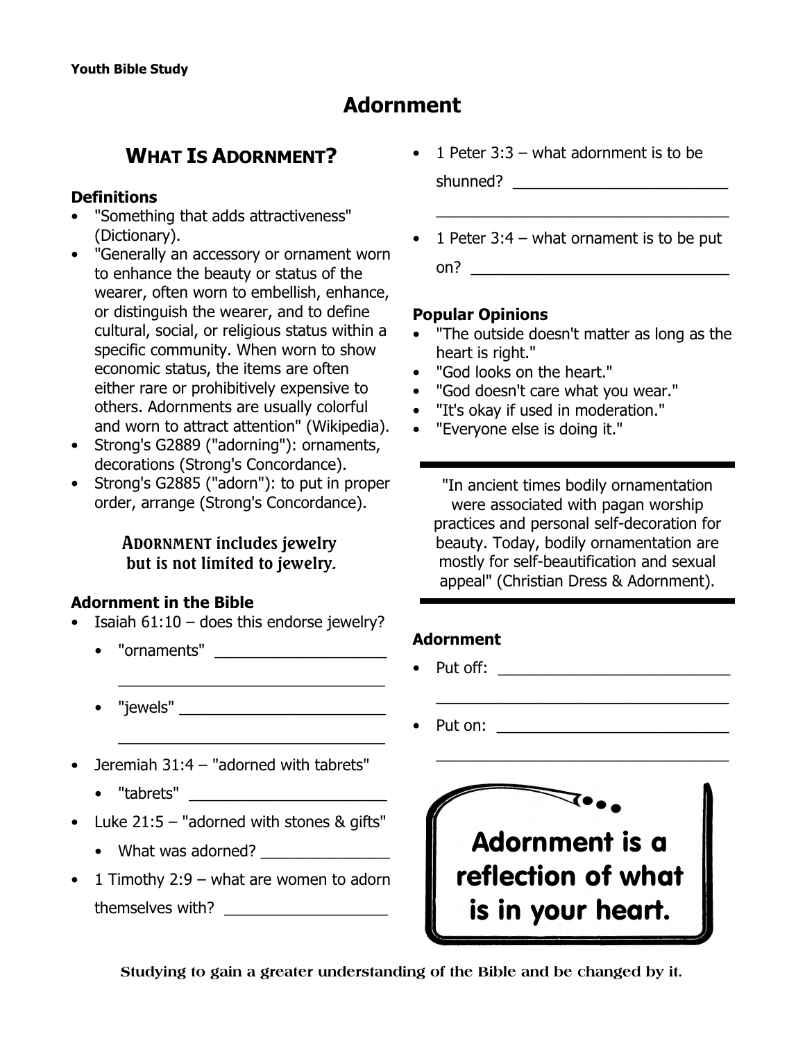Youth Bible Study

# Adornment

## WHAT IS ADORNMENT?

### Definitions

- "Something that adds attractiveness" (Dictionary).
- "Generally an accessory or ornament worn to enhance the beauty or status of the wearer, often worn to embellish, enhance, or distinguish the wearer, and to define cultural, social, or religious status within a specific community. When worn to show economic status, the items are often either rare or prohibitively expensive to others. Adornments are usually colorful and worn to attract attention" (Wikipedia).
- Strong's G2889 ("adorning"): ornaments, decorations (Strong's Concordance).
- Strong's G2885 ("adorn"): to put in proper order, arrange (Strong's Concordance).

**ADORNMENT includes jewelry but is not limited to jewelry.**

### Adornment in the Bible

- Isaiah 61:10 – does this endorse jewelry?
  - "ornaments" ____________________
    ________________________________
  - "jewels" ________________________
    ________________________________
- Jeremiah 31:4 – "adorned with tabrets"
  - "tabrets" _______________________
- Luke 21:5 – "adorned with stones & gifts"
  - What was adorned? _______________
- 1 Timothy 2:9 – what are women to adorn themselves with? ___________________
- 1 Peter 3:3 – what adornment is to be shunned? _________________________
  ________________________________
- 1 Peter 3:4 – what ornament is to be put on? ______________________________

### Popular Opinions

- "The outside doesn't matter as long as the heart is right."
- "God looks on the heart."
- "God doesn't care what you wear."
- "It's okay if used in moderation."
- "Everyone else is doing it."

---

"In ancient times bodily ornamentation were associated with pagan worship practices and personal self-decoration for beauty. Today, bodily ornamentation are mostly for self-beautification and sexual appeal" (Christian Dress & Adornment).

---

### Adornment

- Put off: ___________________________
  ________________________________
- Put on: ___________________________
  ________________________________

**Adornment is a reflection of what is in your heart.**

Studying to gain a greater understanding of the Bible and be changed by it.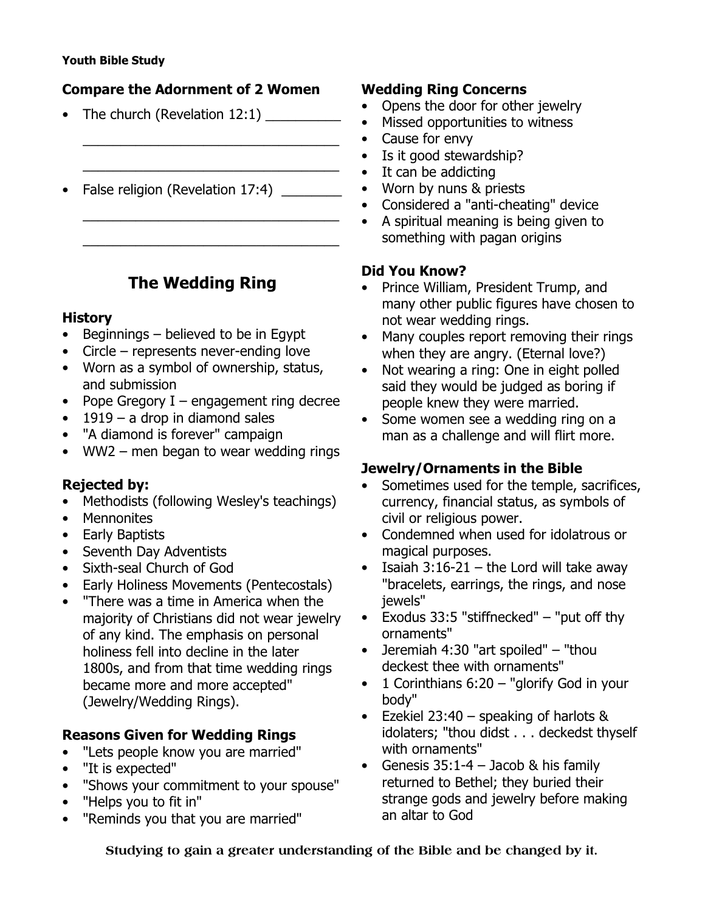**Youth Bible Study**

### Compare the Adornment of 2 Women

- The church (Revelation 12:1) __________

  __________________________________

  __________________________________

- False religion (Revelation 17:4) ________

  __________________________________

  __________________________________

## The Wedding Ring

### History

- Beginnings – believed to be in Egypt
- Circle – represents never-ending love
- Worn as a symbol of ownership, status, and submission
- Pope Gregory I – engagement ring decree
- 1919 – a drop in diamond sales
- "A diamond is forever" campaign
- WW2 – men began to wear wedding rings

### Rejected by:

- Methodists (following Wesley's teachings)
- Mennonites
- Early Baptists
- Seventh Day Adventists
- Sixth-seal Church of God
- Early Holiness Movements (Pentecostals)
- "There was a time in America when the majority of Christians did not wear jewelry of any kind. The emphasis on personal holiness fell into decline in the later 1800s, and from that time wedding rings became more and more accepted" (Jewelry/Wedding Rings).

### Reasons Given for Wedding Rings

- "Lets people know you are married"
- "It is expected"
- "Shows your commitment to your spouse"
- "Helps you to fit in"
- "Reminds you that you are married"

### Wedding Ring Concerns

- Opens the door for other jewelry
- Missed opportunities to witness
- Cause for envy
- Is it good stewardship?
- It can be addicting
- Worn by nuns & priests
- Considered a "anti-cheating" device
- A spiritual meaning is being given to something with pagan origins

### Did You Know?

- Prince William, President Trump, and many other public figures have chosen to not wear wedding rings.
- Many couples report removing their rings when they are angry. (Eternal love?)
- Not wearing a ring: One in eight polled said they would be judged as boring if people knew they were married.
- Some women see a wedding ring on a man as a challenge and will flirt more.

### Jewelry/Ornaments in the Bible

- Sometimes used for the temple, sacrifices, currency, financial status, as symbols of civil or religious power.
- Condemned when used for idolatrous or magical purposes.
- Isaiah 3:16-21 – the Lord will take away "bracelets, earrings, the rings, and nose jewels"
- Exodus 33:5 "stiffnecked" – "put off thy ornaments"
- Jeremiah 4:30 "art spoiled" – "thou deckest thee with ornaments"
- 1 Corinthians 6:20 – "glorify God in your body"
- Ezekiel 23:40 – speaking of harlots & idolaters; "thou didst . . . deckedst thyself with ornaments"
- Genesis 35:1-4 – Jacob & his family returned to Bethel; they buried their strange gods and jewelry before making an altar to God

Studying to gain a greater understanding of the Bible and be changed by it.